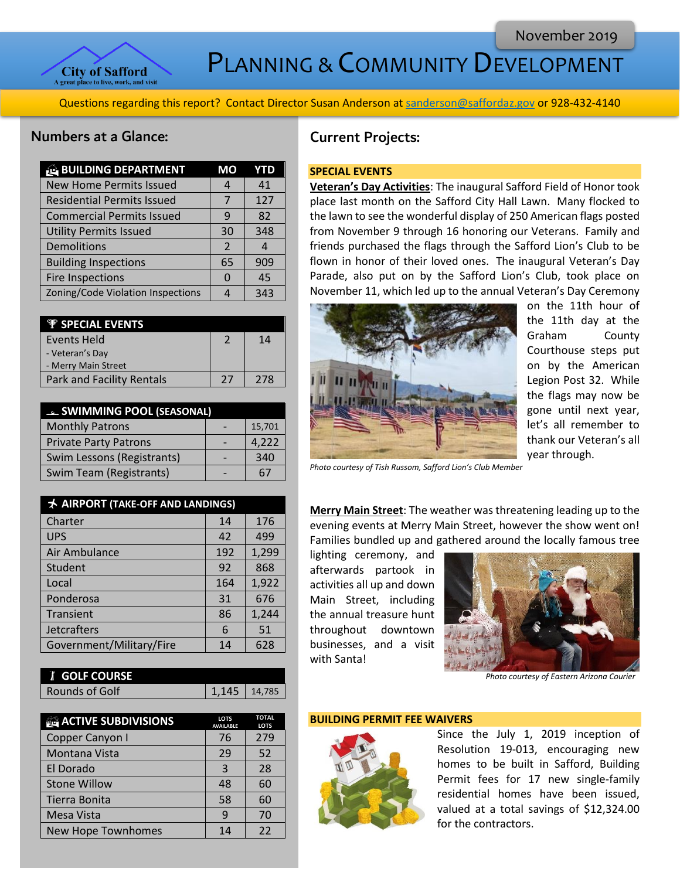November 2019

# Planning & Community Development

City of Safford
A great place to live, work, and visit

Questions regarding this report? Contact Director Susan Anderson at sanderson@saffordaz.gov or 928-432-4140

## Numbers at a Glance:

| BUILDING DEPARTMENT | MO | YTD |
|---|---|---|
| New Home Permits Issued | 4 | 41 |
| Residential Permits Issued | 7 | 127 |
| Commercial Permits Issued | 9 | 82 |
| Utility Permits Issued | 30 | 348 |
| Demolitions | 2 | 4 |
| Building Inspections | 65 | 909 |
| Fire Inspections | 0 | 45 |
| Zoning/Code Violation Inspections | 4 | 343 |

| SPECIAL EVENTS | | |
|---|---|---|
| Events Held<br>- Veteran's Day<br>- Merry Main Street | 2 | 14 |
| Park and Facility Rentals | 27 | 278 |

| SWIMMING POOL (SEASONAL) | | |
|---|---|---|
| Monthly Patrons | - | 15,701 |
| Private Party Patrons | - | 4,222 |
| Swim Lessons (Registrants) | - | 340 |
| Swim Team (Registrants) | - | 67 |

| AIRPORT (TAKE-OFF AND LANDINGS) | | |
|---|---|---|
| Charter | 14 | 176 |
| UPS | 42 | 499 |
| Air Ambulance | 192 | 1,299 |
| Student | 92 | 868 |
| Local | 164 | 1,922 |
| Ponderosa | 31 | 676 |
| Transient | 86 | 1,244 |
| Jetcrafters | 6 | 51 |
| Government/Military/Fire | 14 | 628 |

| GOLF COURSE | | |
|---|---|---|
| Rounds of Golf | 1,145 | 14,785 |

| ACTIVE SUBDIVISIONS | LOTS AVAILABLE | TOTAL LOTS |
|---|---|---|
| Copper Canyon I | 76 | 279 |
| Montana Vista | 29 | 52 |
| El Dorado | 3 | 28 |
| Stone Willow | 48 | 60 |
| Tierra Bonita | 58 | 60 |
| Mesa Vista | 9 | 70 |
| New Hope Townhomes | 14 | 22 |

## Current Projects:

### SPECIAL EVENTS

**Veteran's Day Activities**: The inaugural Safford Field of Honor took place last month on the Safford City Hall Lawn. Many flocked to the lawn to see the wonderful display of 250 American flags posted from November 9 through 16 honoring our Veterans. Family and friends purchased the flags through the Safford Lion's Club to be flown in honor of their loved ones. The inaugural Veteran's Day Parade, also put on by the Safford Lion's Club, took place on November 11, which led up to the annual Veteran's Day Ceremony on the 11th hour of the 11th day at the Graham County Courthouse steps put on by the American Legion Post 32. While the flags may now be gone until next year, let's all remember to thank our Veteran's all year through.

*Photo courtesy of Tish Russom, Safford Lion's Club Member*

**Merry Main Street**: The weather was threatening leading up to the evening events at Merry Main Street, however the show went on! Families bundled up and gathered around the locally famous tree lighting ceremony, and afterwards partook in activities all up and down Main Street, including the annual treasure hunt throughout downtown businesses, and a visit with Santa!

*Photo courtesy of Eastern Arizona Courier*

### BUILDING PERMIT FEE WAIVERS

Since the July 1, 2019 inception of Resolution 19-013, encouraging new homes to be built in Safford, Building Permit fees for 17 new single-family residential homes have been issued, valued at a total savings of $12,324.00 for the contractors.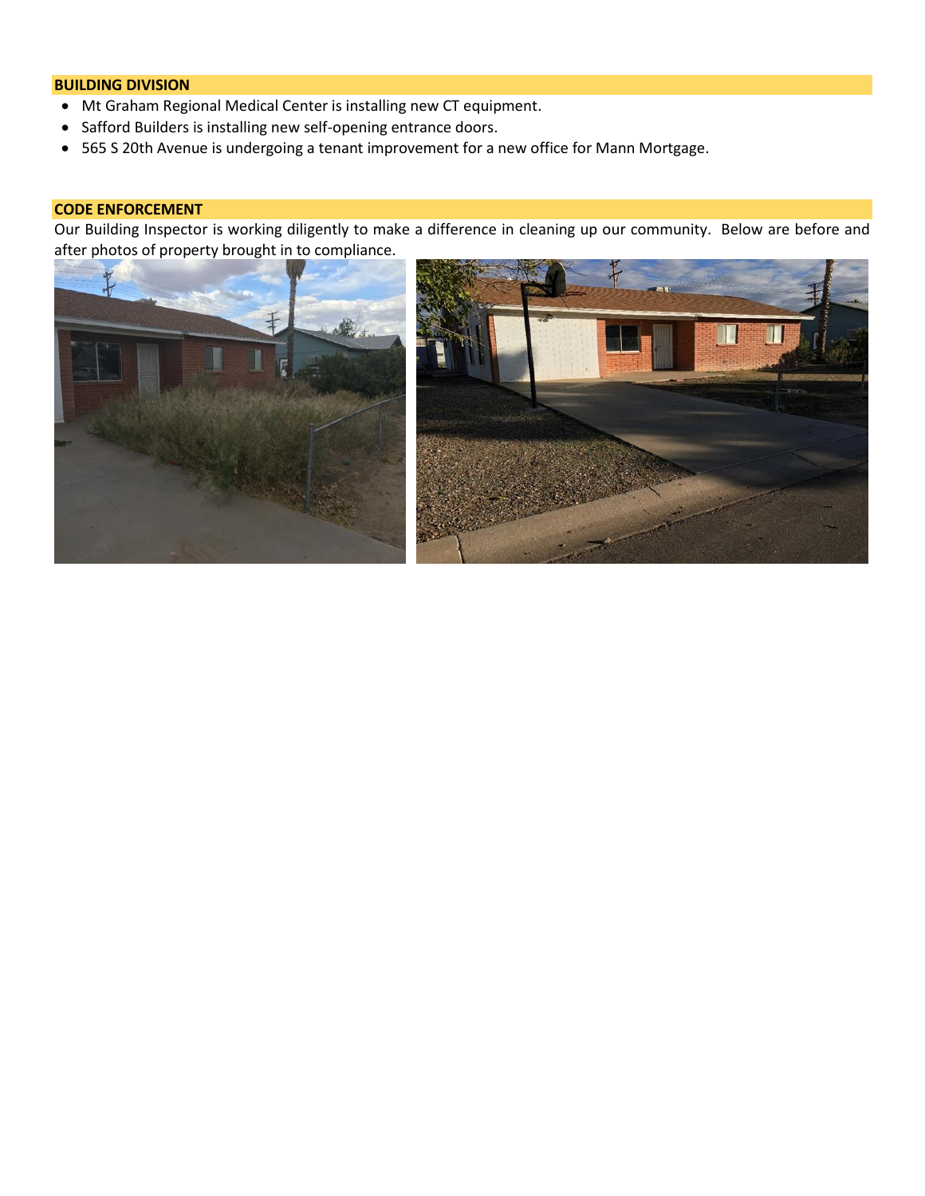## BUILDING DIVISION

- Mt Graham Regional Medical Center is installing new CT equipment.
- Safford Builders is installing new self-opening entrance doors.
- 565 S 20th Avenue is undergoing a tenant improvement for a new office for Mann Mortgage.

## CODE ENFORCEMENT

Our Building Inspector is working diligently to make a difference in cleaning up our community. Below are before and after photos of property brought in to compliance.